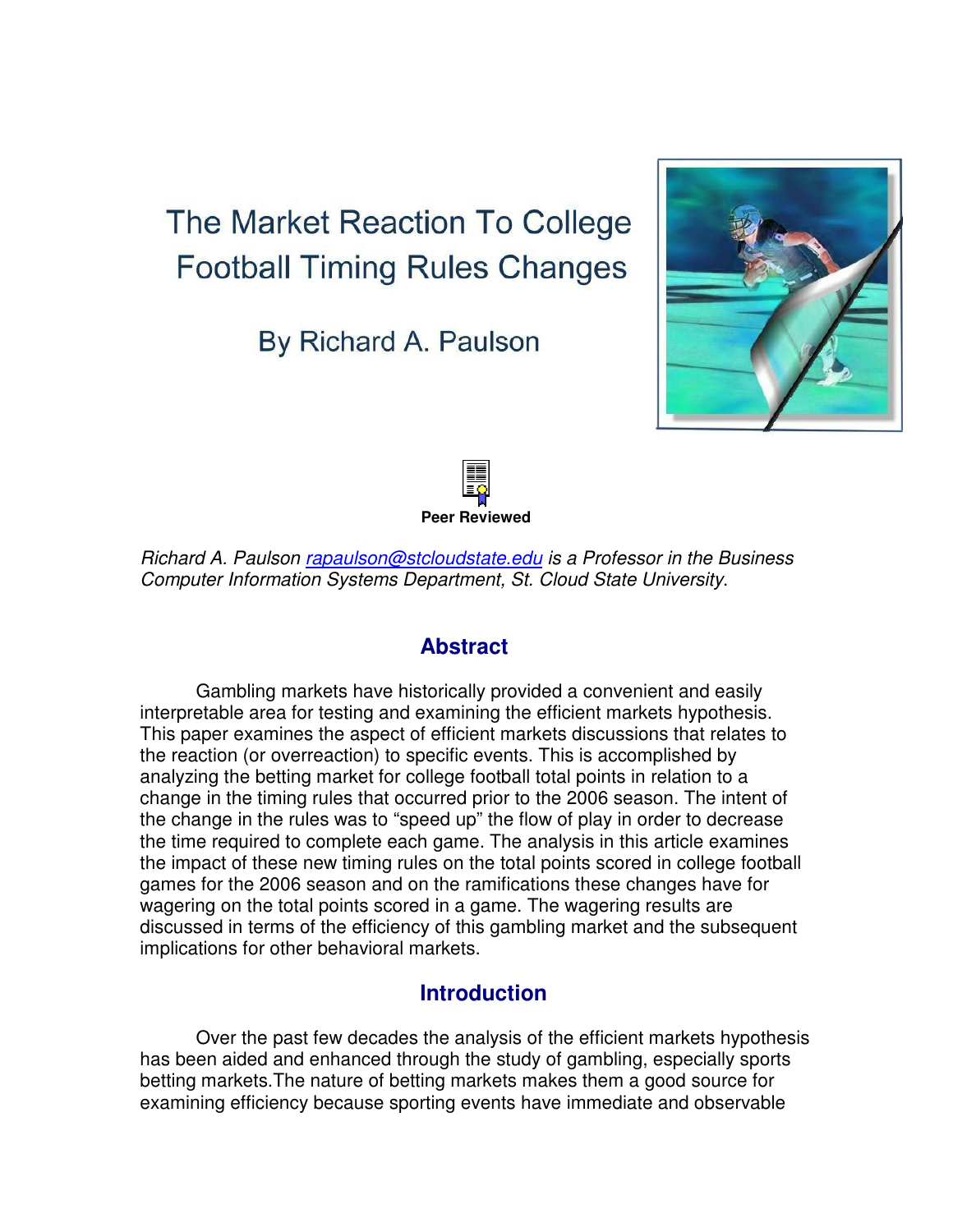# The Market Reaction To College Football Timing Rules Changes

## By Richard A. Paulson

**Peer Reviewed**

*Richard A. Paulson rapaulson@stcloudstate.edu is a Professor in the Business Computer Information Systems Department, St. Cloud State University.*

## Abstract

Gambling markets have historically provided a convenient and easily interpretable area for testing and examining the efficient markets hypothesis. This paper examines the aspect of efficient markets discussions that relates to the reaction (or overreaction) to specific events. This is accomplished by analyzing the betting market for college football total points in relation to a change in the timing rules that occurred prior to the 2006 season. The intent of the change in the rules was to "speed up" the flow of play in order to decrease the time required to complete each game. The analysis in this article examines the impact of these new timing rules on the total points scored in college football games for the 2006 season and on the ramifications these changes have for wagering on the total points scored in a game. The wagering results are discussed in terms of the efficiency of this gambling market and the subsequent implications for other behavioral markets.

## Introduction

Over the past few decades the analysis of the efficient markets hypothesis has been aided and enhanced through the study of gambling, especially sports betting markets.The nature of betting markets makes them a good source for examining efficiency because sporting events have immediate and observable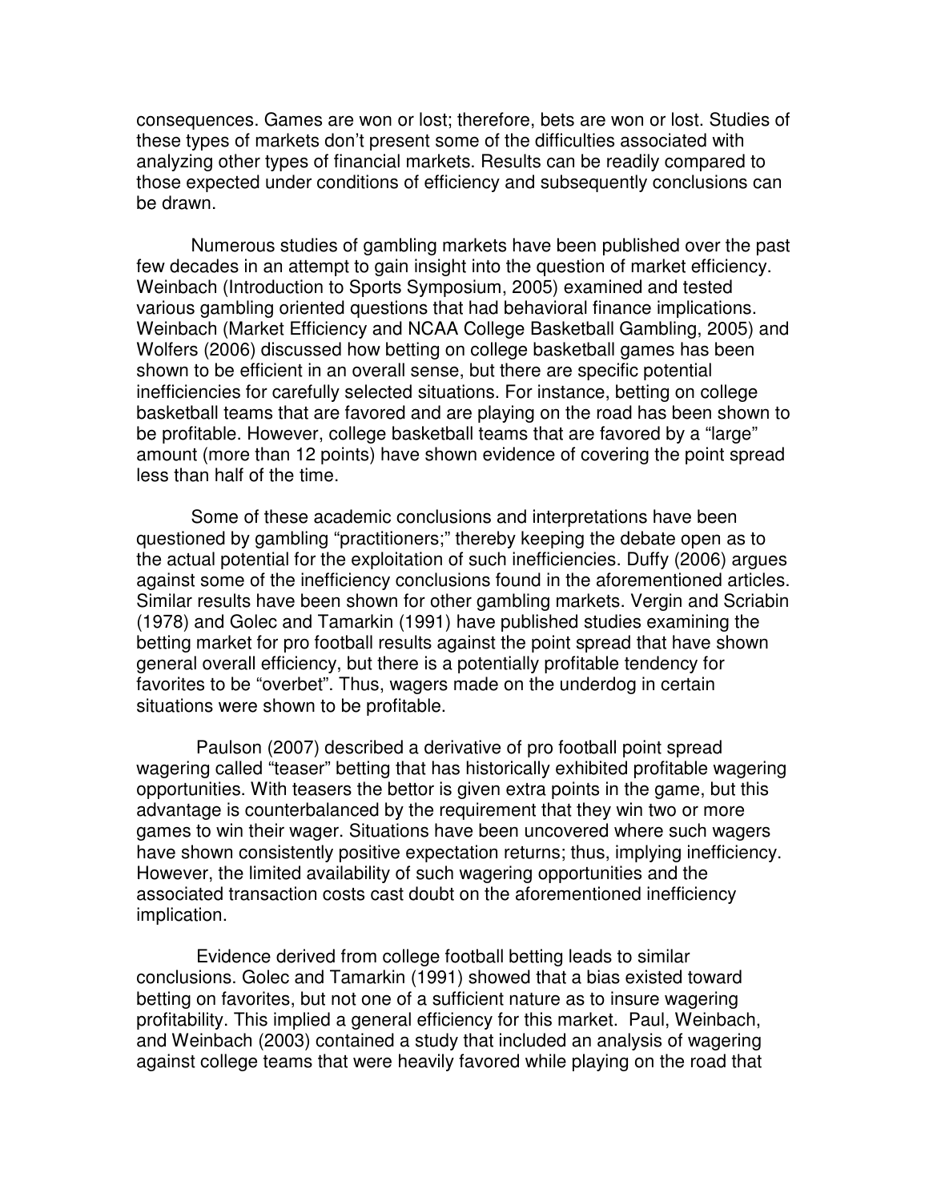consequences. Games are won or lost; therefore, bets are won or lost. Studies of these types of markets don't present some of the difficulties associated with analyzing other types of financial markets. Results can be readily compared to those expected under conditions of efficiency and subsequently conclusions can be drawn.

Numerous studies of gambling markets have been published over the past few decades in an attempt to gain insight into the question of market efficiency. Weinbach (Introduction to Sports Symposium, 2005) examined and tested various gambling oriented questions that had behavioral finance implications. Weinbach (Market Efficiency and NCAA College Basketball Gambling, 2005) and Wolfers (2006) discussed how betting on college basketball games has been shown to be efficient in an overall sense, but there are specific potential inefficiencies for carefully selected situations. For instance, betting on college basketball teams that are favored and are playing on the road has been shown to be profitable. However, college basketball teams that are favored by a "large" amount (more than 12 points) have shown evidence of covering the point spread less than half of the time.

Some of these academic conclusions and interpretations have been questioned by gambling "practitioners;" thereby keeping the debate open as to the actual potential for the exploitation of such inefficiencies. Duffy (2006) argues against some of the inefficiency conclusions found in the aforementioned articles. Similar results have been shown for other gambling markets. Vergin and Scriabin (1978) and Golec and Tamarkin (1991) have published studies examining the betting market for pro football results against the point spread that have shown general overall efficiency, but there is a potentially profitable tendency for favorites to be "overbet". Thus, wagers made on the underdog in certain situations were shown to be profitable.

Paulson (2007) described a derivative of pro football point spread wagering called "teaser" betting that has historically exhibited profitable wagering opportunities. With teasers the bettor is given extra points in the game, but this advantage is counterbalanced by the requirement that they win two or more games to win their wager. Situations have been uncovered where such wagers have shown consistently positive expectation returns; thus, implying inefficiency. However, the limited availability of such wagering opportunities and the associated transaction costs cast doubt on the aforementioned inefficiency implication.

Evidence derived from college football betting leads to similar conclusions. Golec and Tamarkin (1991) showed that a bias existed toward betting on favorites, but not one of a sufficient nature as to insure wagering profitability. This implied a general efficiency for this market. Paul, Weinbach, and Weinbach (2003) contained a study that included an analysis of wagering against college teams that were heavily favored while playing on the road that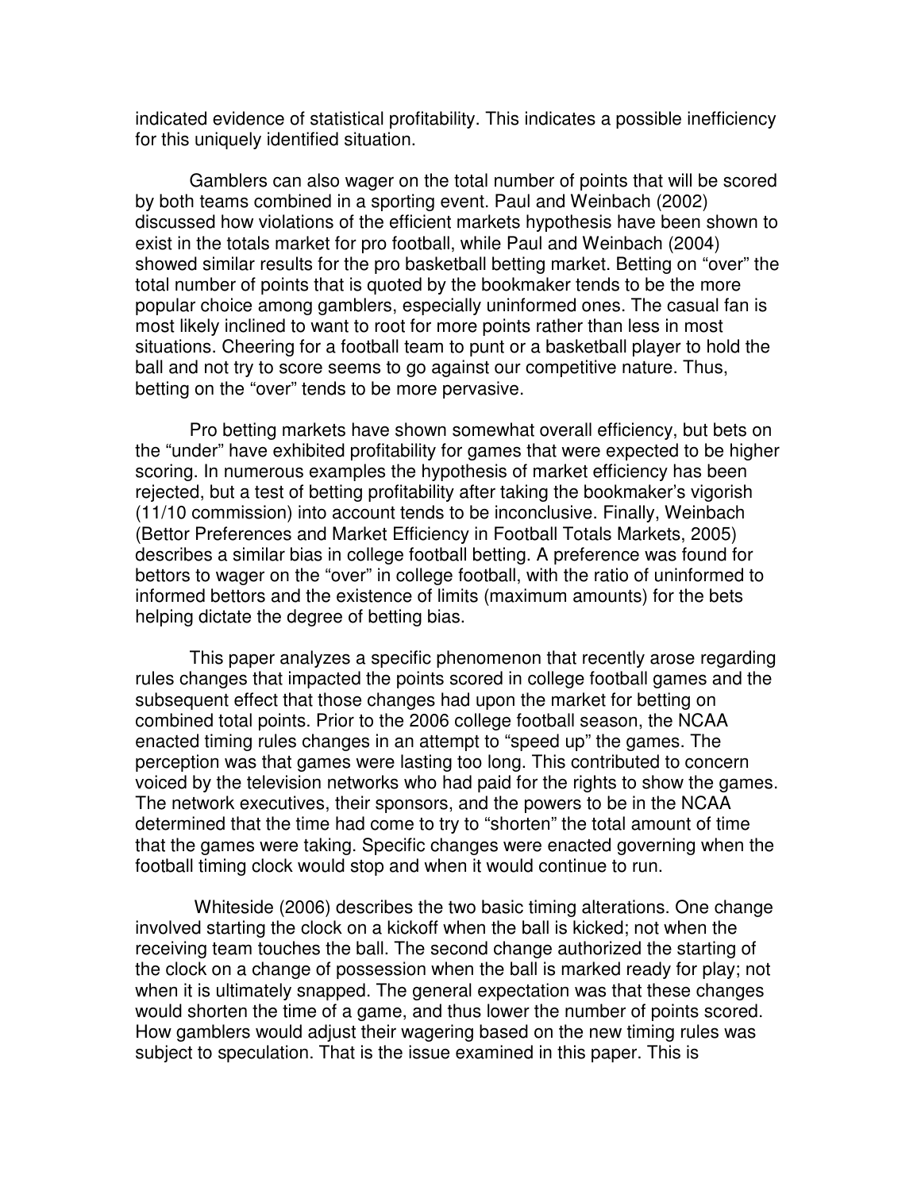indicated evidence of statistical profitability. This indicates a possible inefficiency for this uniquely identified situation.

Gamblers can also wager on the total number of points that will be scored by both teams combined in a sporting event. Paul and Weinbach (2002) discussed how violations of the efficient markets hypothesis have been shown to exist in the totals market for pro football, while Paul and Weinbach (2004) showed similar results for the pro basketball betting market. Betting on "over" the total number of points that is quoted by the bookmaker tends to be the more popular choice among gamblers, especially uninformed ones. The casual fan is most likely inclined to want to root for more points rather than less in most situations. Cheering for a football team to punt or a basketball player to hold the ball and not try to score seems to go against our competitive nature. Thus, betting on the "over" tends to be more pervasive.

Pro betting markets have shown somewhat overall efficiency, but bets on the "under" have exhibited profitability for games that were expected to be higher scoring. In numerous examples the hypothesis of market efficiency has been rejected, but a test of betting profitability after taking the bookmaker's vigorish (11/10 commission) into account tends to be inconclusive. Finally, Weinbach (Bettor Preferences and Market Efficiency in Football Totals Markets, 2005) describes a similar bias in college football betting. A preference was found for bettors to wager on the "over" in college football, with the ratio of uninformed to informed bettors and the existence of limits (maximum amounts) for the bets helping dictate the degree of betting bias.

This paper analyzes a specific phenomenon that recently arose regarding rules changes that impacted the points scored in college football games and the subsequent effect that those changes had upon the market for betting on combined total points. Prior to the 2006 college football season, the NCAA enacted timing rules changes in an attempt to "speed up" the games. The perception was that games were lasting too long. This contributed to concern voiced by the television networks who had paid for the rights to show the games. The network executives, their sponsors, and the powers to be in the NCAA determined that the time had come to try to "shorten" the total amount of time that the games were taking. Specific changes were enacted governing when the football timing clock would stop and when it would continue to run.

Whiteside (2006) describes the two basic timing alterations. One change involved starting the clock on a kickoff when the ball is kicked; not when the receiving team touches the ball. The second change authorized the starting of the clock on a change of possession when the ball is marked ready for play; not when it is ultimately snapped. The general expectation was that these changes would shorten the time of a game, and thus lower the number of points scored. How gamblers would adjust their wagering based on the new timing rules was subject to speculation. That is the issue examined in this paper. This is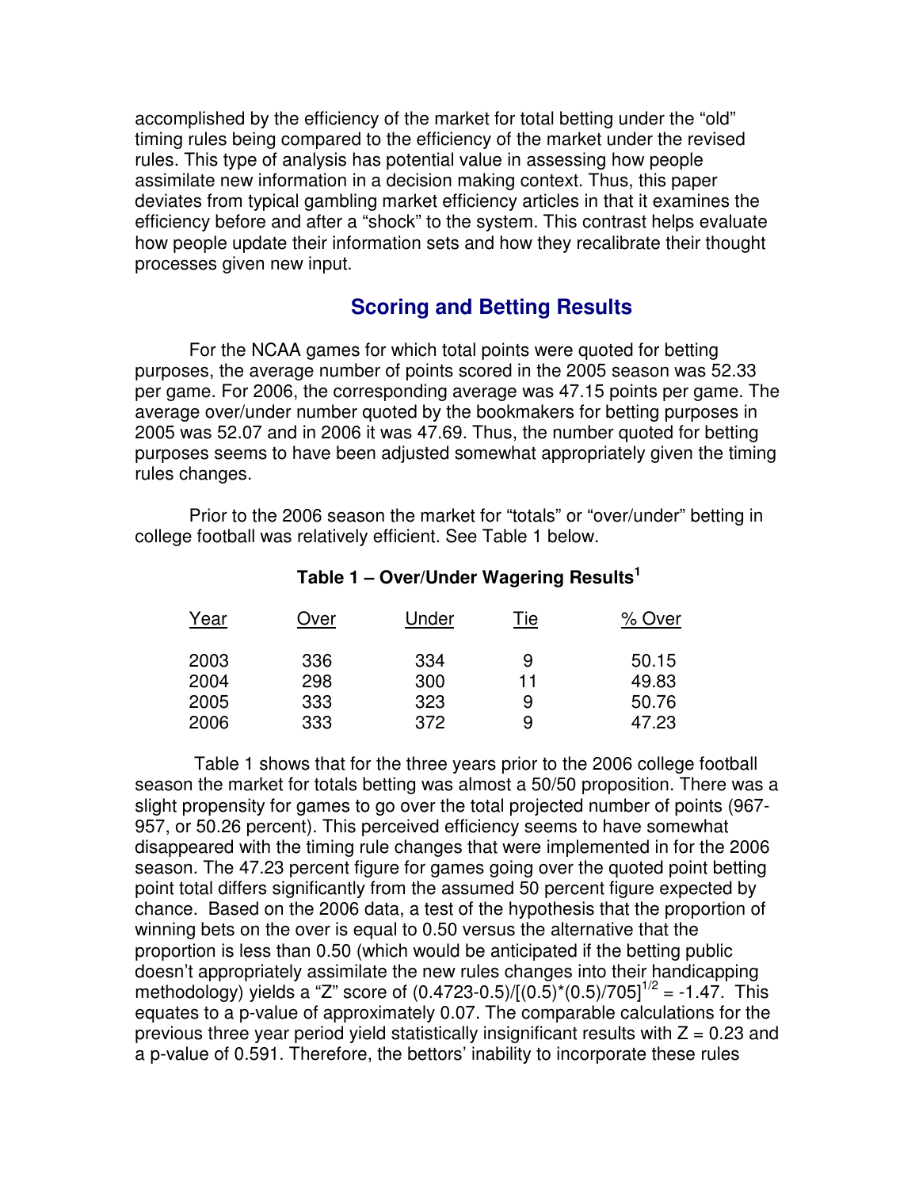accomplished by the efficiency of the market for total betting under the "old" timing rules being compared to the efficiency of the market under the revised rules. This type of analysis has potential value in assessing how people assimilate new information in a decision making context. Thus, this paper deviates from typical gambling market efficiency articles in that it examines the efficiency before and after a "shock" to the system. This contrast helps evaluate how people update their information sets and how they recalibrate their thought processes given new input.

## Scoring and Betting Results

For the NCAA games for which total points were quoted for betting purposes, the average number of points scored in the 2005 season was 52.33 per game. For 2006, the corresponding average was 47.15 points per game. The average over/under number quoted by the bookmakers for betting purposes in 2005 was 52.07 and in 2006 it was 47.69. Thus, the number quoted for betting purposes seems to have been adjusted somewhat appropriately given the timing rules changes.

Prior to the 2006 season the market for "totals" or "over/under" betting in college football was relatively efficient. See Table 1 below.

**Table 1 – Over/Under Wagering Results[1]**

| Year | Over | Under | Tie | % Over |
|---|---|---|---|---|
| 2003 | 336 | 334 | 9 | 50.15 |
| 2004 | 298 | 300 | 11 | 49.83 |
| 2005 | 333 | 323 | 9 | 50.76 |
| 2006 | 333 | 372 | 9 | 47.23 |

Table 1 shows that for the three years prior to the 2006 college football season the market for totals betting was almost a 50/50 proposition. There was a slight propensity for games to go over the total projected number of points (967-957, or 50.26 percent). This perceived efficiency seems to have somewhat disappeared with the timing rule changes that were implemented in for the 2006 season. The 47.23 percent figure for games going over the quoted point betting point total differs significantly from the assumed 50 percent figure expected by chance. Based on the 2006 data, a test of the hypothesis that the proportion of winning bets on the over is equal to 0.50 versus the alternative that the proportion is less than 0.50 (which would be anticipated if the betting public doesn't appropriately assimilate the new rules changes into their handicapping methodology) yields a "Z" score of $(0.4723-0.5)/[(0.5)*(0.5)/705]^{1/2} = -1.47$. This equates to a p-value of approximately 0.07. The comparable calculations for the previous three year period yield statistically insignificant results with $Z = 0.23$ and a p-value of 0.591. Therefore, the bettors' inability to incorporate these rules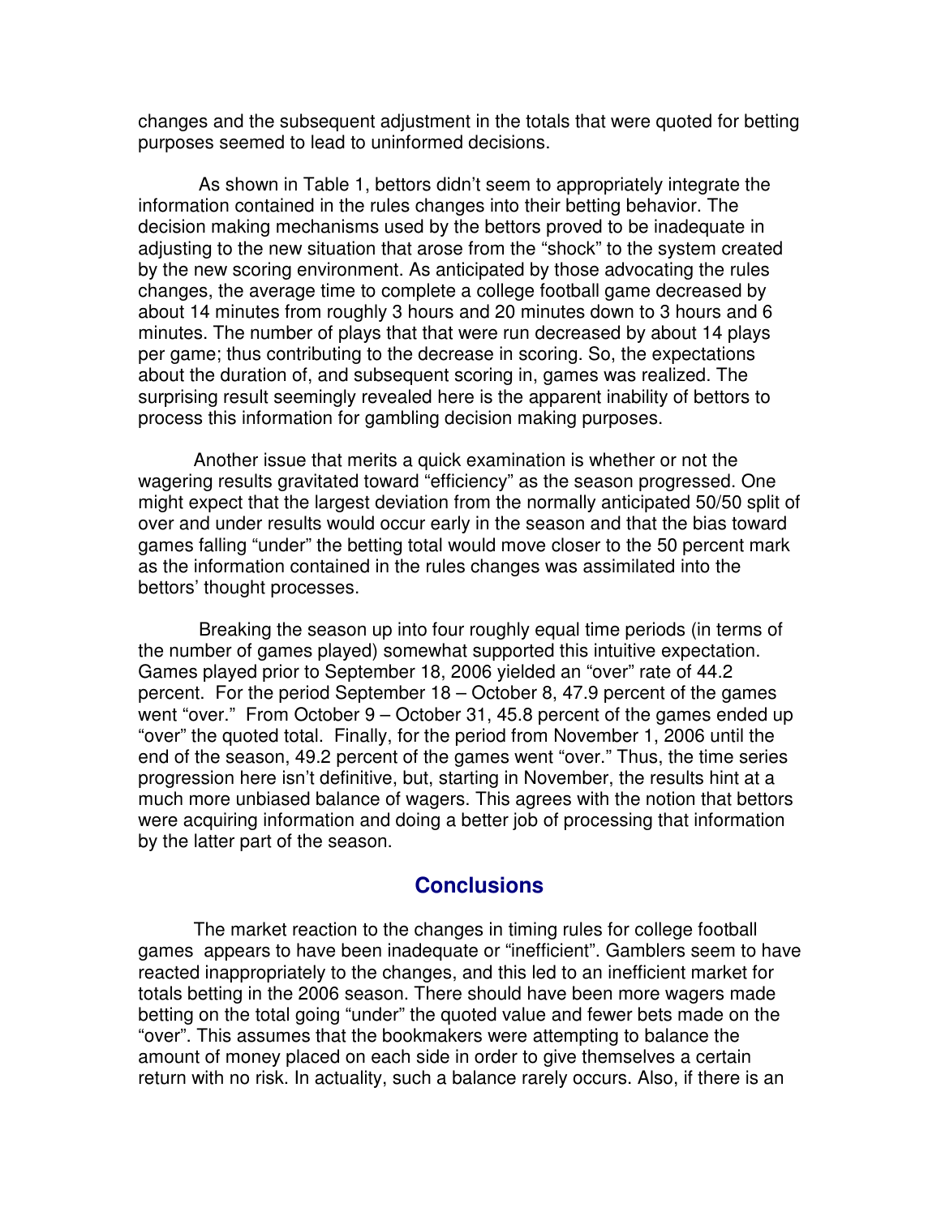changes and the subsequent adjustment in the totals that were quoted for betting purposes seemed to lead to uninformed decisions.

As shown in Table 1, bettors didn't seem to appropriately integrate the information contained in the rules changes into their betting behavior. The decision making mechanisms used by the bettors proved to be inadequate in adjusting to the new situation that arose from the "shock" to the system created by the new scoring environment. As anticipated by those advocating the rules changes, the average time to complete a college football game decreased by about 14 minutes from roughly 3 hours and 20 minutes down to 3 hours and 6 minutes. The number of plays that that were run decreased by about 14 plays per game; thus contributing to the decrease in scoring. So, the expectations about the duration of, and subsequent scoring in, games was realized. The surprising result seemingly revealed here is the apparent inability of bettors to process this information for gambling decision making purposes.

Another issue that merits a quick examination is whether or not the wagering results gravitated toward "efficiency" as the season progressed. One might expect that the largest deviation from the normally anticipated 50/50 split of over and under results would occur early in the season and that the bias toward games falling "under" the betting total would move closer to the 50 percent mark as the information contained in the rules changes was assimilated into the bettors' thought processes.

Breaking the season up into four roughly equal time periods (in terms of the number of games played) somewhat supported this intuitive expectation. Games played prior to September 18, 2006 yielded an "over" rate of 44.2 percent. For the period September 18 – October 8, 47.9 percent of the games went "over." From October 9 – October 31, 45.8 percent of the games ended up "over" the quoted total. Finally, for the period from November 1, 2006 until the end of the season, 49.2 percent of the games went "over." Thus, the time series progression here isn't definitive, but, starting in November, the results hint at a much more unbiased balance of wagers. This agrees with the notion that bettors were acquiring information and doing a better job of processing that information by the latter part of the season.

## Conclusions

The market reaction to the changes in timing rules for college football games appears to have been inadequate or "inefficient". Gamblers seem to have reacted inappropriately to the changes, and this led to an inefficient market for totals betting in the 2006 season. There should have been more wagers made betting on the total going "under" the quoted value and fewer bets made on the "over". This assumes that the bookmakers were attempting to balance the amount of money placed on each side in order to give themselves a certain return with no risk. In actuality, such a balance rarely occurs. Also, if there is an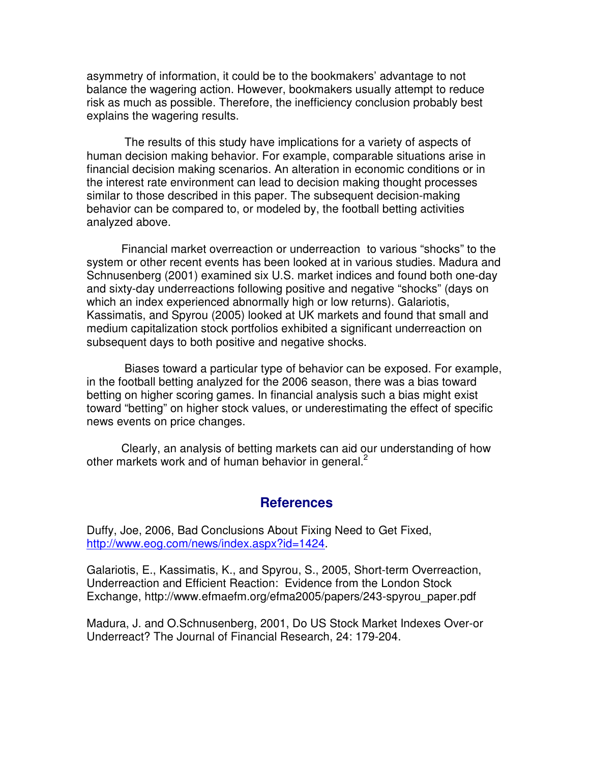asymmetry of information, it could be to the bookmakers' advantage to not balance the wagering action. However, bookmakers usually attempt to reduce risk as much as possible. Therefore, the inefficiency conclusion probably best explains the wagering results.

The results of this study have implications for a variety of aspects of human decision making behavior. For example, comparable situations arise in financial decision making scenarios. An alteration in economic conditions or in the interest rate environment can lead to decision making thought processes similar to those described in this paper. The subsequent decision-making behavior can be compared to, or modeled by, the football betting activities analyzed above.

Financial market overreaction or underreaction to various "shocks" to the system or other recent events has been looked at in various studies. Madura and Schnusenberg (2001) examined six U.S. market indices and found both one-day and sixty-day underreactions following positive and negative "shocks" (days on which an index experienced abnormally high or low returns). Galariotis, Kassimatis, and Spyrou (2005) looked at UK markets and found that small and medium capitalization stock portfolios exhibited a significant underreaction on subsequent days to both positive and negative shocks.

Biases toward a particular type of behavior can be exposed. For example, in the football betting analyzed for the 2006 season, there was a bias toward betting on higher scoring games. In financial analysis such a bias might exist toward "betting" on higher stock values, or underestimating the effect of specific news events on price changes.

Clearly, an analysis of betting markets can aid our understanding of how other markets work and of human behavior in general.[2]

## References

Duffy, Joe, 2006, Bad Conclusions About Fixing Need to Get Fixed, http://www.eog.com/news/index.aspx?id=1424.

Galariotis, E., Kassimatis, K., and Spyrou, S., 2005, Short-term Overreaction, Underreaction and Efficient Reaction: Evidence from the London Stock Exchange, http://www.efmaefm.org/efma2005/papers/243-spyrou_paper.pdf

Madura, J. and O.Schnusenberg, 2001, Do US Stock Market Indexes Over-or Underreact? The Journal of Financial Research, 24: 179-204.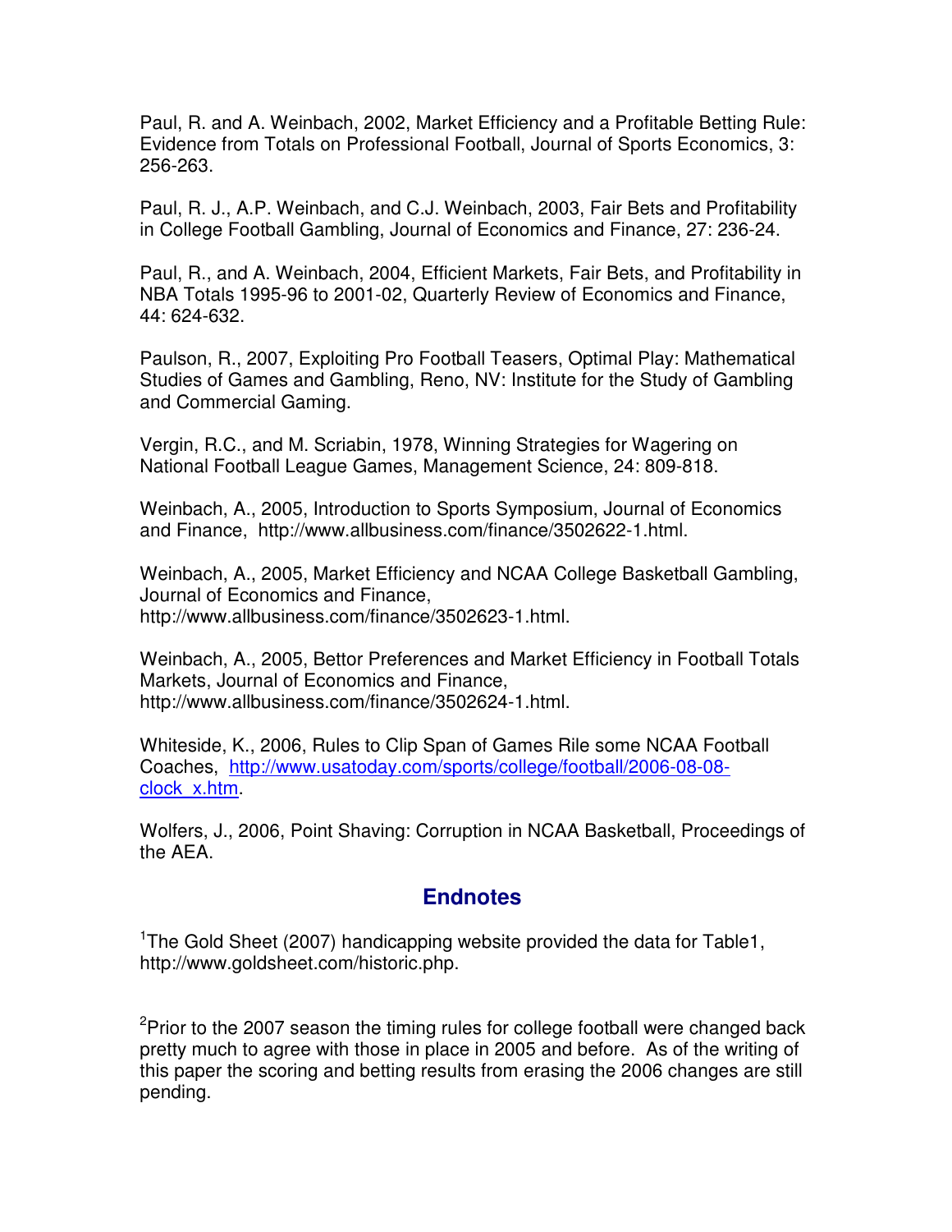Paul, R. and A. Weinbach, 2002, Market Efficiency and a Profitable Betting Rule: Evidence from Totals on Professional Football, Journal of Sports Economics, 3: 256-263.

Paul, R. J., A.P. Weinbach, and C.J. Weinbach, 2003, Fair Bets and Profitability in College Football Gambling, Journal of Economics and Finance, 27: 236-24.

Paul, R., and A. Weinbach, 2004, Efficient Markets, Fair Bets, and Profitability in NBA Totals 1995-96 to 2001-02, Quarterly Review of Economics and Finance, 44: 624-632.

Paulson, R., 2007, Exploiting Pro Football Teasers, Optimal Play: Mathematical Studies of Games and Gambling, Reno, NV: Institute for the Study of Gambling and Commercial Gaming.

Vergin, R.C., and M. Scriabin, 1978, Winning Strategies for Wagering on National Football League Games, Management Science, 24: 809-818.

Weinbach, A., 2005, Introduction to Sports Symposium, Journal of Economics and Finance, http://www.allbusiness.com/finance/3502622-1.html.

Weinbach, A., 2005, Market Efficiency and NCAA College Basketball Gambling, Journal of Economics and Finance, http://www.allbusiness.com/finance/3502623-1.html.

Weinbach, A., 2005, Bettor Preferences and Market Efficiency in Football Totals Markets, Journal of Economics and Finance, http://www.allbusiness.com/finance/3502624-1.html.

Whiteside, K., 2006, Rules to Clip Span of Games Rile some NCAA Football Coaches, http://www.usatoday.com/sports/college/football/2006-08-08-clock_x.htm.

Wolfers, J., 2006, Point Shaving: Corruption in NCAA Basketball, Proceedings of the AEA.

## Endnotes

[1]The Gold Sheet (2007) handicapping website provided the data for Table1, http://www.goldsheet.com/historic.php.

[2]Prior to the 2007 season the timing rules for college football were changed back pretty much to agree with those in place in 2005 and before. As of the writing of this paper the scoring and betting results from erasing the 2006 changes are still pending.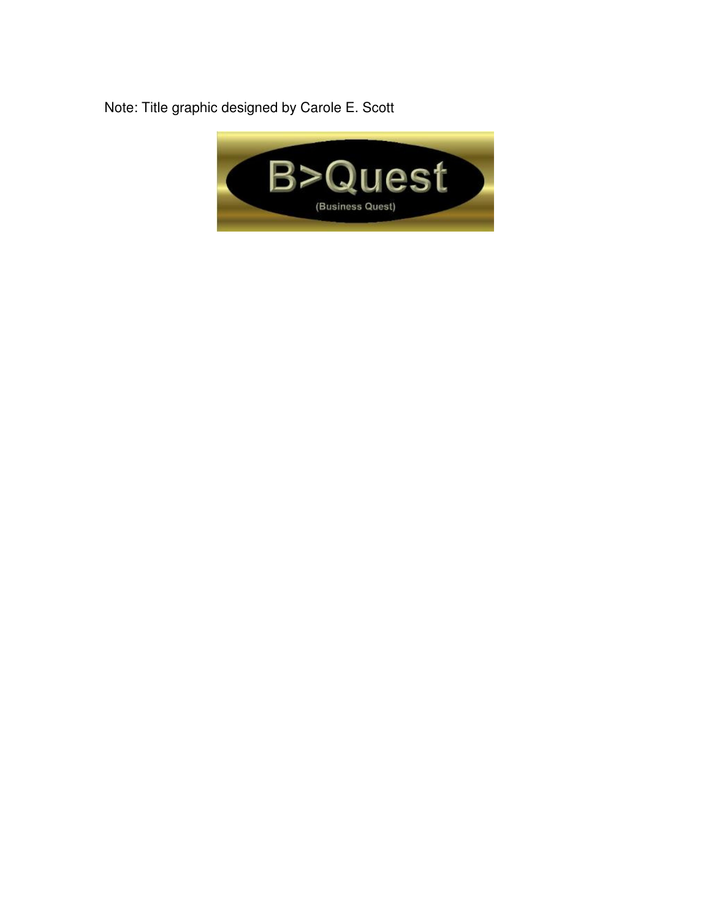Note: Title graphic designed by Carole E. Scott

B>Quest

(Business Quest)